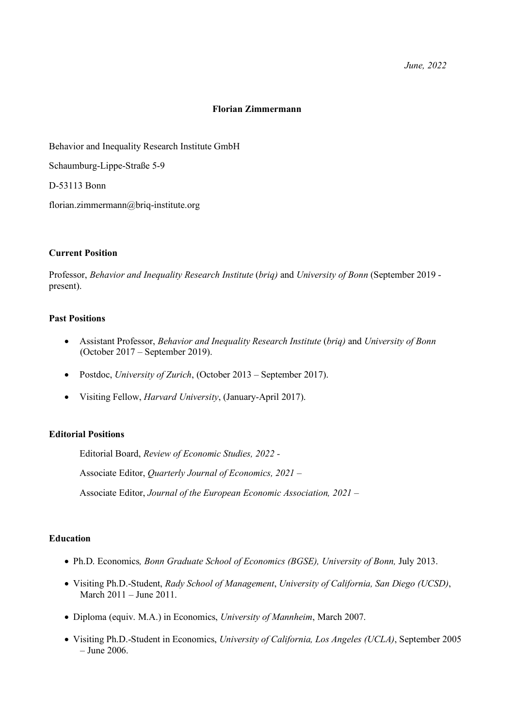*June, 2022*

# Florian Zimmermann

Behavior and Inequality Research Institute GmbH

Schaumburg-Lippe-Straße 5-9

D-53113 Bonn

florian.zimmermann@briq-institute.org

## Current Position

Professor, *Behavior and Inequality Research Institute* (*briq)* and *University of Bonn* (September 2019 - present).

## Past Positions

- Assistant Professor, *Behavior and Inequality Research Institute* (*briq)* and *University of Bonn* (October 2017 – September 2019).
- Postdoc, *University of Zurich*, (October 2013 – September 2017).
- Visiting Fellow, *Harvard University*, (January-April 2017).

## Editorial Positions

Editorial Board, *Review of Economic Studies, 2022 -*

Associate Editor, *Quarterly Journal of Economics, 2021 –*

Associate Editor, *Journal of the European Economic Association, 2021 –*

## Education

- Ph.D. Economics*, Bonn Graduate School of Economics (BGSE), University of Bonn,* July 2013.
- Visiting Ph.D.-Student, *Rady School of Management*, *University of California, San Diego (UCSD)*, March 2011 – June 2011.
- Diploma (equiv. M.A.) in Economics, *University of Mannheim*, March 2007.
- Visiting Ph.D.-Student in Economics, *University of California, Los Angeles (UCLA)*, September 2005 – June 2006.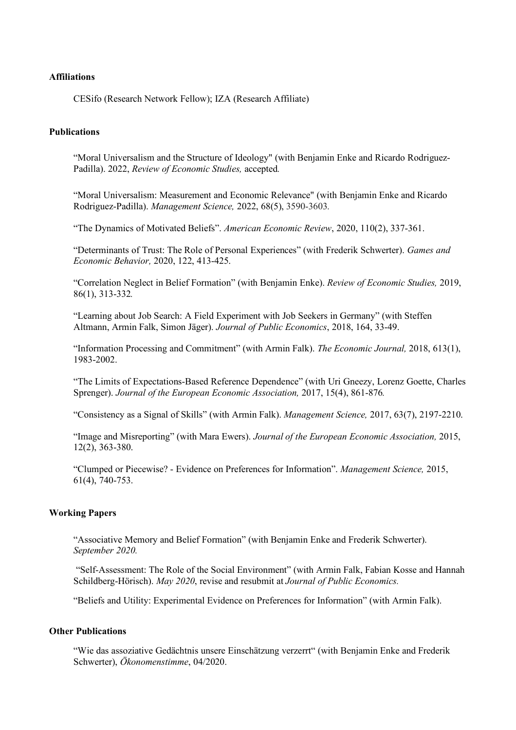**Affiliations**

CESifo (Research Network Fellow); IZA (Research Affiliate)

**Publications**

"Moral Universalism and the Structure of Ideology" (with Benjamin Enke and Ricardo Rodriguez-Padilla). 2022, *Review of Economic Studies,* accepted.

"Moral Universalism: Measurement and Economic Relevance" (with Benjamin Enke and Ricardo Rodriguez-Padilla). *Management Science,* 2022, 68(5), 3590-3603.

"The Dynamics of Motivated Beliefs". *American Economic Review*, 2020, 110(2), 337-361.

"Determinants of Trust: The Role of Personal Experiences" (with Frederik Schwerter). *Games and Economic Behavior,* 2020, 122, 413-425.

"Correlation Neglect in Belief Formation" (with Benjamin Enke). *Review of Economic Studies,* 2019, 86(1), 313-332.

"Learning about Job Search: A Field Experiment with Job Seekers in Germany" (with Steffen Altmann, Armin Falk, Simon Jäger). *Journal of Public Economics*, 2018, 164, 33-49.

"Information Processing and Commitment" (with Armin Falk). *The Economic Journal,* 2018, 613(1), 1983-2002.

"The Limits of Expectations-Based Reference Dependence" (with Uri Gneezy, Lorenz Goette, Charles Sprenger). *Journal of the European Economic Association,* 2017, 15(4), 861-876.

"Consistency as a Signal of Skills" (with Armin Falk). *Management Science,* 2017, 63(7), 2197-2210.

"Image and Misreporting" (with Mara Ewers). *Journal of the European Economic Association,* 2015, 12(2), 363-380.

"Clumped or Piecewise? - Evidence on Preferences for Information". *Management Science,* 2015, 61(4), 740-753.

**Working Papers**

"Associative Memory and Belief Formation" (with Benjamin Enke and Frederik Schwerter). *September 2020.*

"Self-Assessment: The Role of the Social Environment" (with Armin Falk, Fabian Kosse and Hannah Schildberg-Hörisch). *May 2020*, revise and resubmit at *Journal of Public Economics.*

"Beliefs and Utility: Experimental Evidence on Preferences for Information" (with Armin Falk).

**Other Publications**

"Wie das assoziative Gedächtnis unsere Einschätzung verzerrt" (with Benjamin Enke and Frederik Schwerter), *Ökonomenstimme*, 04/2020.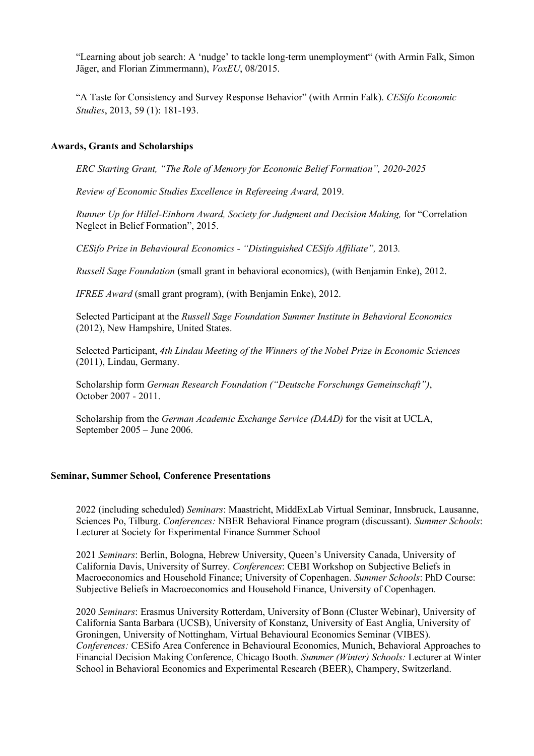"Learning about job search: A 'nudge' to tackle long-term unemployment" (with Armin Falk, Simon Jäger, and Florian Zimmermann), *VoxEU*, 08/2015.

"A Taste for Consistency and Survey Response Behavior" (with Armin Falk). *CESifo Economic Studies*, 2013, 59 (1): 181-193.

### Awards, Grants and Scholarships

*ERC Starting Grant, "The Role of Memory for Economic Belief Formation", 2020-2025*

*Review of Economic Studies Excellence in Refereeing Award,* 2019.

*Runner Up for Hillel-Einhorn Award, Society for Judgment and Decision Making,* for "Correlation Neglect in Belief Formation", 2015.

*CESifo Prize in Behavioural Economics - "Distinguished CESifo Affiliate",* 2013.

*Russell Sage Foundation* (small grant in behavioral economics), (with Benjamin Enke), 2012.

*IFREE Award* (small grant program), (with Benjamin Enke), 2012.

Selected Participant at the *Russell Sage Foundation Summer Institute in Behavioral Economics* (2012), New Hampshire, United States.

Selected Participant, *4th Lindau Meeting of the Winners of the Nobel Prize in Economic Sciences* (2011), Lindau, Germany.

Scholarship form *German Research Foundation ("Deutsche Forschungs Gemeinschaft")*, October 2007 - 2011.

Scholarship from the *German Academic Exchange Service (DAAD)* for the visit at UCLA, September 2005 – June 2006.

### Seminar, Summer School, Conference Presentations

2022 (including scheduled) *Seminars*: Maastricht, MiddExLab Virtual Seminar, Innsbruck, Lausanne, Sciences Po, Tilburg. *Conferences:* NBER Behavioral Finance program (discussant). *Summer Schools*: Lecturer at Society for Experimental Finance Summer School

2021 *Seminars*: Berlin, Bologna, Hebrew University, Queen's University Canada, University of California Davis, University of Surrey. *Conferences*: CEBI Workshop on Subjective Beliefs in Macroeconomics and Household Finance; University of Copenhagen. *Summer Schools*: PhD Course: Subjective Beliefs in Macroeconomics and Household Finance, University of Copenhagen.

2020 *Seminars*: Erasmus University Rotterdam, University of Bonn (Cluster Webinar), University of California Santa Barbara (UCSB), University of Konstanz, University of East Anglia, University of Groningen, University of Nottingham, Virtual Behavioural Economics Seminar (VIBES). *Conferences:* CESifo Area Conference in Behavioural Economics, Munich, Behavioral Approaches to Financial Decision Making Conference, Chicago Booth. *Summer (Winter) Schools:* Lecturer at Winter School in Behavioral Economics and Experimental Research (BEER), Champery, Switzerland.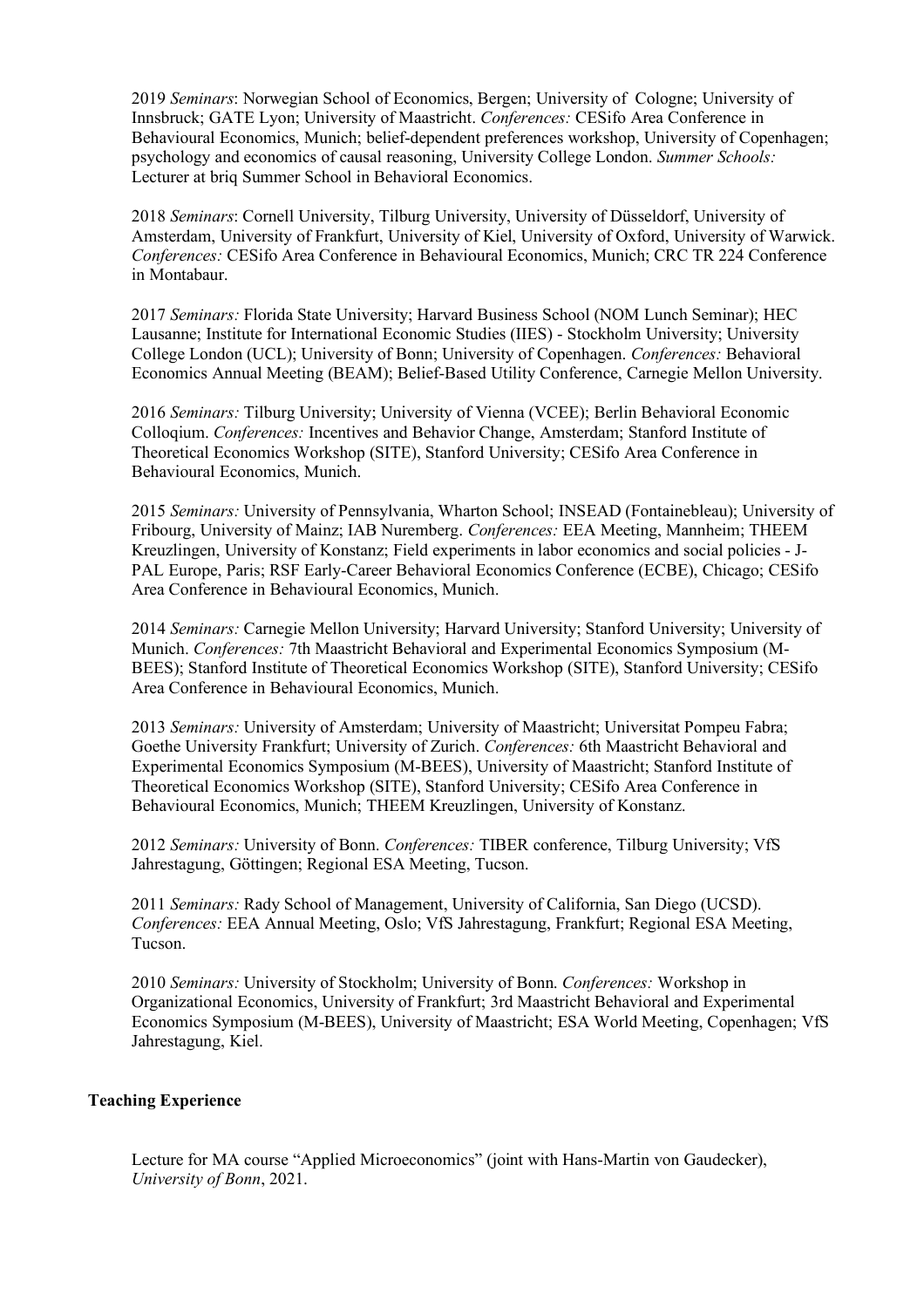2019 *Seminars*: Norwegian School of Economics, Bergen; University of Cologne; University of Innsbruck; GATE Lyon; University of Maastricht. *Conferences:* CESifo Area Conference in Behavioural Economics, Munich; belief-dependent preferences workshop, University of Copenhagen; psychology and economics of causal reasoning, University College London. *Summer Schools:* Lecturer at briq Summer School in Behavioral Economics.

2018 *Seminars*: Cornell University, Tilburg University, University of Düsseldorf, University of Amsterdam, University of Frankfurt, University of Kiel, University of Oxford, University of Warwick. *Conferences:* CESifo Area Conference in Behavioural Economics, Munich; CRC TR 224 Conference in Montabaur.

2017 *Seminars:* Florida State University; Harvard Business School (NOM Lunch Seminar); HEC Lausanne; Institute for International Economic Studies (IIES) - Stockholm University; University College London (UCL); University of Bonn; University of Copenhagen. *Conferences:* Behavioral Economics Annual Meeting (BEAM); Belief-Based Utility Conference, Carnegie Mellon University.

2016 *Seminars:* Tilburg University; University of Vienna (VCEE); Berlin Behavioral Economic Colloqium. *Conferences:* Incentives and Behavior Change, Amsterdam; Stanford Institute of Theoretical Economics Workshop (SITE), Stanford University; CESifo Area Conference in Behavioural Economics, Munich.

2015 *Seminars:* University of Pennsylvania, Wharton School; INSEAD (Fontainebleau); University of Fribourg, University of Mainz; IAB Nuremberg. *Conferences:* EEA Meeting, Mannheim; THEEM Kreuzlingen, University of Konstanz; Field experiments in labor economics and social policies - J-PAL Europe, Paris; RSF Early-Career Behavioral Economics Conference (ECBE), Chicago; CESifo Area Conference in Behavioural Economics, Munich.

2014 *Seminars:* Carnegie Mellon University; Harvard University; Stanford University; University of Munich. *Conferences:* 7th Maastricht Behavioral and Experimental Economics Symposium (M-BEES); Stanford Institute of Theoretical Economics Workshop (SITE), Stanford University; CESifo Area Conference in Behavioural Economics, Munich.

2013 *Seminars:* University of Amsterdam; University of Maastricht; Universitat Pompeu Fabra; Goethe University Frankfurt; University of Zurich. *Conferences:* 6th Maastricht Behavioral and Experimental Economics Symposium (M-BEES), University of Maastricht; Stanford Institute of Theoretical Economics Workshop (SITE), Stanford University; CESifo Area Conference in Behavioural Economics, Munich; THEEM Kreuzlingen, University of Konstanz.

2012 *Seminars:* University of Bonn. *Conferences:* TIBER conference, Tilburg University; VfS Jahrestagung, Göttingen; Regional ESA Meeting, Tucson.

2011 *Seminars:* Rady School of Management, University of California, San Diego (UCSD). *Conferences:* EEA Annual Meeting, Oslo; VfS Jahrestagung, Frankfurt; Regional ESA Meeting, Tucson.

2010 *Seminars:* University of Stockholm; University of Bonn. *Conferences:* Workshop in Organizational Economics, University of Frankfurt; 3rd Maastricht Behavioral and Experimental Economics Symposium (M-BEES), University of Maastricht; ESA World Meeting, Copenhagen; VfS Jahrestagung, Kiel.

## Teaching Experience

Lecture for MA course "Applied Microeconomics" (joint with Hans-Martin von Gaudecker), *University of Bonn*, 2021.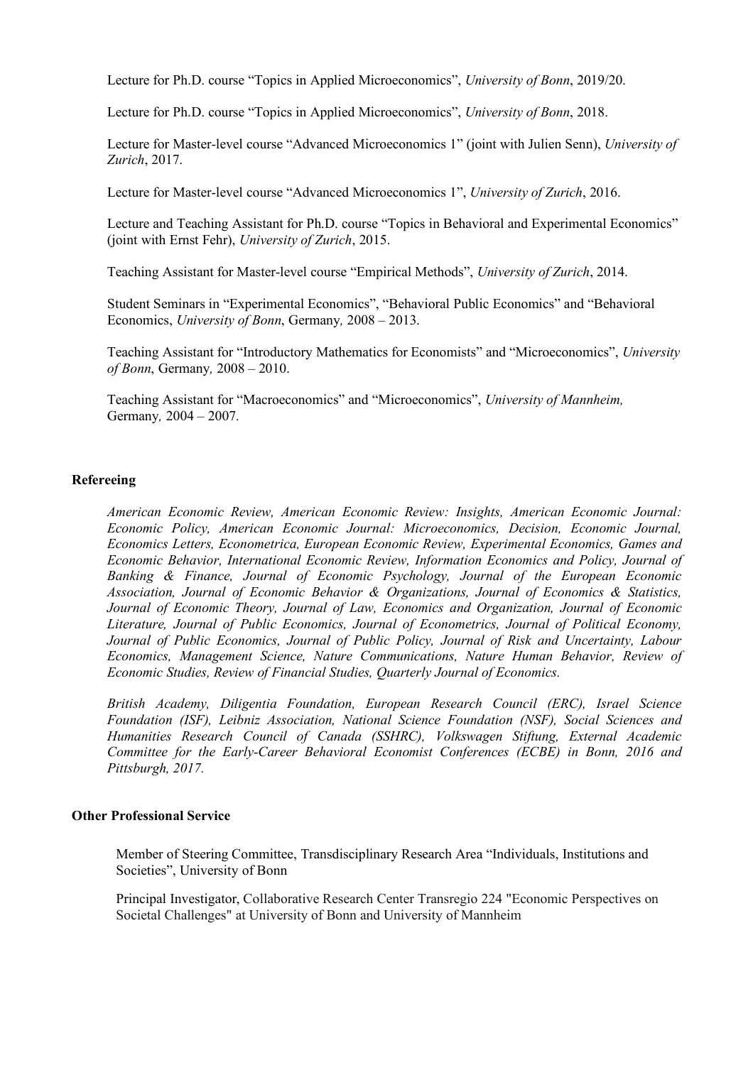Lecture for Ph.D. course "Topics in Applied Microeconomics", *University of Bonn*, 2019/20.

Lecture for Ph.D. course "Topics in Applied Microeconomics", *University of Bonn*, 2018.

Lecture for Master-level course "Advanced Microeconomics 1" (joint with Julien Senn), *University of Zurich*, 2017.

Lecture for Master-level course "Advanced Microeconomics 1", *University of Zurich*, 2016.

Lecture and Teaching Assistant for Ph.D. course "Topics in Behavioral and Experimental Economics" (joint with Ernst Fehr), *University of Zurich*, 2015.

Teaching Assistant for Master-level course "Empirical Methods", *University of Zurich*, 2014.

Student Seminars in "Experimental Economics", "Behavioral Public Economics" and "Behavioral Economics, *University of Bonn*, Germany, 2008 – 2013.

Teaching Assistant for "Introductory Mathematics for Economists" and "Microeconomics", *University of Bonn*, Germany, 2008 – 2010.

Teaching Assistant for "Macroeconomics" and "Microeconomics", *University of Mannheim,* Germany, 2004 – 2007.

**Refereeing**

*American Economic Review, American Economic Review: Insights, American Economic Journal: Economic Policy, American Economic Journal: Microeconomics, Decision, Economic Journal, Economics Letters, Econometrica, European Economic Review, Experimental Economics, Games and Economic Behavior, International Economic Review, Information Economics and Policy, Journal of Banking & Finance, Journal of Economic Psychology, Journal of the European Economic Association, Journal of Economic Behavior & Organizations, Journal of Economics & Statistics, Journal of Economic Theory, Journal of Law, Economics and Organization, Journal of Economic Literature, Journal of Public Economics, Journal of Econometrics, Journal of Political Economy, Journal of Public Economics, Journal of Public Policy, Journal of Risk and Uncertainty, Labour Economics, Management Science, Nature Communications, Nature Human Behavior, Review of Economic Studies, Review of Financial Studies, Quarterly Journal of Economics.*

*British Academy, Diligentia Foundation, European Research Council (ERC), Israel Science Foundation (ISF), Leibniz Association, National Science Foundation (NSF), Social Sciences and Humanities Research Council of Canada (SSHRC), Volkswagen Stiftung, External Academic Committee for the Early-Career Behavioral Economist Conferences (ECBE) in Bonn, 2016 and Pittsburgh, 2017.*

**Other Professional Service**

Member of Steering Committee, Transdisciplinary Research Area "Individuals, Institutions and Societies", University of Bonn

Principal Investigator, Collaborative Research Center Transregio 224 "Economic Perspectives on Societal Challenges" at University of Bonn and University of Mannheim